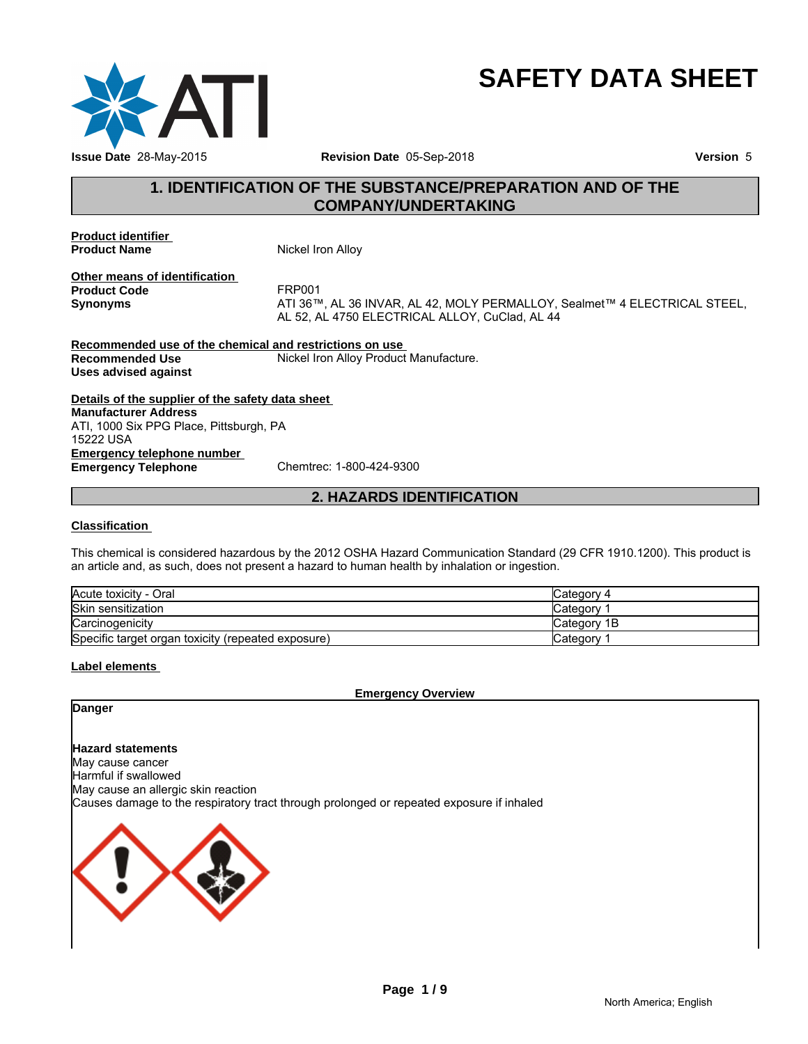# SAFETY DATA SHEET

**Issue Date** 28-May-2015 **Revision Date** 05-Sep-2018 **Version** 5

## 1. IDENTIFICATION OF THE SUBSTANCE/PREPARATION AND OF THE COMPANY/UNDERTAKING

**Product identifier**

**Product Name** Nickel Iron Alloy

**Other means of identification**

**Product Code** FRP001

**Synonyms** ATI 36™, AL 36 INVAR, AL 42, MOLY PERMALLOY, Sealmet™ 4 ELECTRICAL STEEL, AL 52, AL 4750 ELECTRICAL ALLOY, CuClad, AL 44

**Recommended use of the chemical and restrictions on use**

**Recommended Use** Nickel Iron Alloy Product Manufacture.

**Uses advised against**

**Details of the supplier of the safety data sheet**

**Manufacturer Address**
ATI, 1000 Six PPG Place, Pittsburgh, PA
15222 USA

**Emergency telephone number**

**Emergency Telephone** Chemtrec: 1-800-424-9300

## 2. HAZARDS IDENTIFICATION

**Classification**

This chemical is considered hazardous by the 2012 OSHA Hazard Communication Standard (29 CFR 1910.1200). This product is an article and, as such, does not present a hazard to human health by inhalation or ingestion.

| Hazard | Category |
|---|---|
| Acute toxicity - Oral | Category 4 |
| Skin sensitization | Category 1 |
| Carcinogenicity | Category 1B |
| Specific target organ toxicity (repeated exposure) | Category 1 |

**Label elements**

**Emergency Overview**

**Danger**

**Hazard statements**

May cause cancer
Harmful if swallowed
May cause an allergic skin reaction
Causes damage to the respiratory tract through prolonged or repeated exposure if inhaled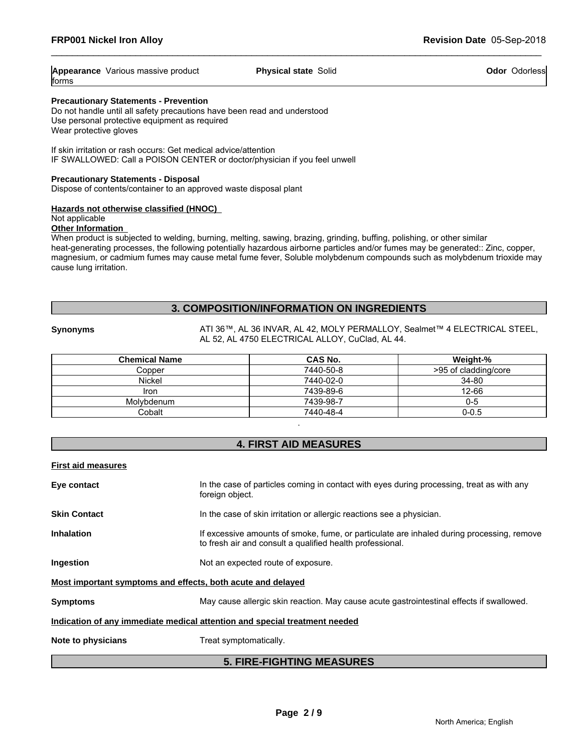| **Appearance** Various massive product forms | **Physical state** Solid | **Odor** Odorless |
|---|---|---|

**Precautionary Statements - Prevention**
Do not handle until all safety precautions have been read and understood
Use personal protective equipment as required
Wear protective gloves

If skin irritation or rash occurs: Get medical advice/attention
IF SWALLOWED: Call a POISON CENTER or doctor/physician if you feel unwell

**Precautionary Statements - Disposal**
Dispose of contents/container to an approved waste disposal plant

**Hazards not otherwise classified (HNOC)**
Not applicable

**Other Information**
When product is subjected to welding, burning, melting, sawing, brazing, grinding, buffing, polishing, or other similar heat-generating processes, the following potentially hazardous airborne particles and/or fumes may be generated:: Zinc, copper, magnesium, or cadmium fumes may cause metal fume fever, Soluble molybdenum compounds such as molybdenum trioxide may cause lung irritation.

## 3. COMPOSITION/INFORMATION ON INGREDIENTS

**Synonyms** ATI 36™, AL 36 INVAR, AL 42, MOLY PERMALLOY, Sealmet™ 4 ELECTRICAL STEEL, AL 52, AL 4750 ELECTRICAL ALLOY, CuClad, AL 44.

| Chemical Name | CAS No. | Weight-% |
|---|---|---|
| Copper | 7440-50-8 | >95 of cladding/core |
| Nickel | 7440-02-0 | 34-80 |
| Iron | 7439-89-6 | 12-66 |
| Molybdenum | 7439-98-7 | 0-5 |
| Cobalt | 7440-48-4 | 0-0.5 |

.

## 4. FIRST AID MEASURES

**First aid measures**

**Eye contact** In the case of particles coming in contact with eyes during processing, treat as with any foreign object.

**Skin Contact** In the case of skin irritation or allergic reactions see a physician.

**Inhalation** If excessive amounts of smoke, fume, or particulate are inhaled during processing, remove to fresh air and consult a qualified health professional.

**Ingestion** Not an expected route of exposure.

**Most important symptoms and effects, both acute and delayed**

**Symptoms** May cause allergic skin reaction. May cause acute gastrointestinal effects if swallowed.

**Indication of any immediate medical attention and special treatment needed**

**Note to physicians** Treat symptomatically.

## 5. FIRE-FIGHTING MEASURES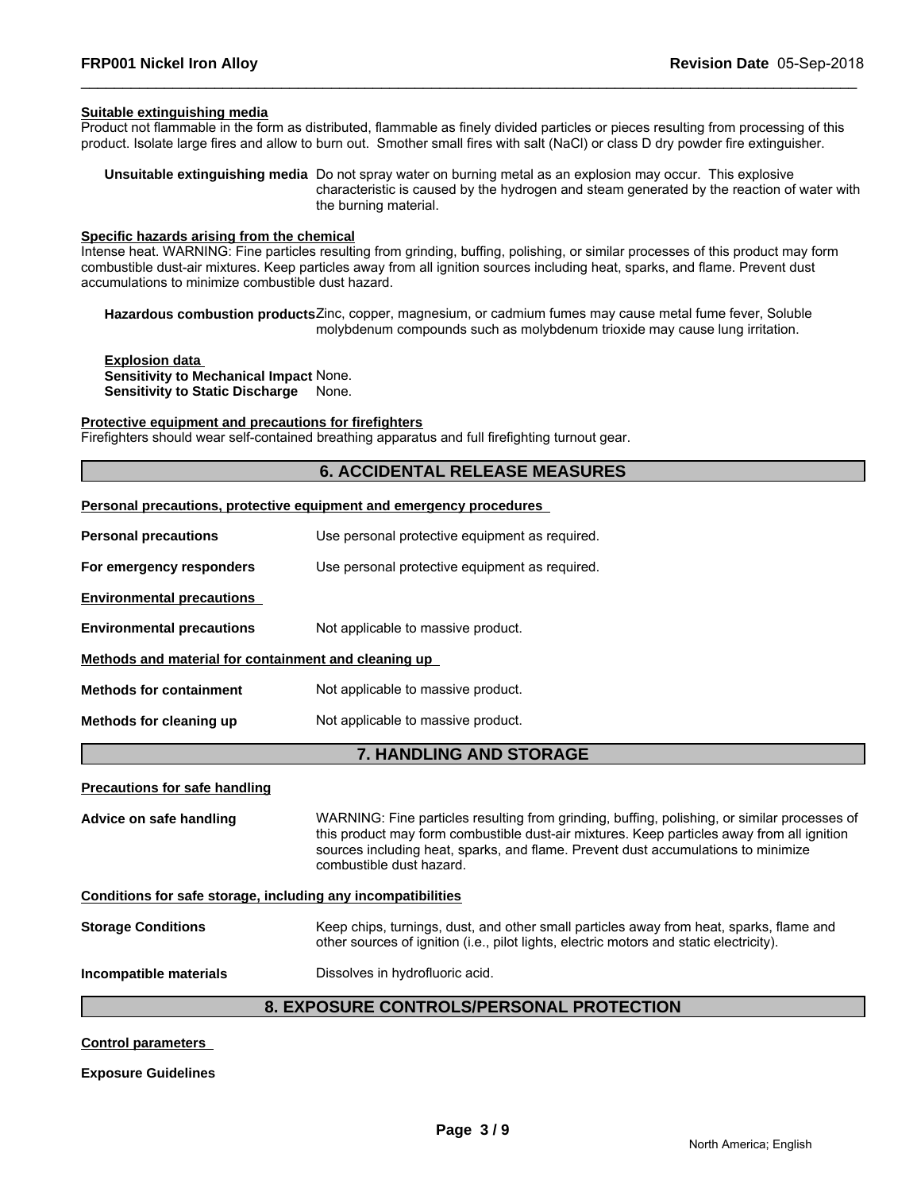**Suitable extinguishing media**

Product not flammable in the form as distributed, flammable as finely divided particles or pieces resulting from processing of this product. Isolate large fires and allow to burn out. Smother small fires with salt (NaCl) or class D dry powder fire extinguisher.

**Unsuitable extinguishing media** Do not spray water on burning metal as an explosion may occur. This explosive characteristic is caused by the hydrogen and steam generated by the reaction of water with the burning material.

**Specific hazards arising from the chemical**

Intense heat. WARNING: Fine particles resulting from grinding, buffing, polishing, or similar processes of this product may form combustible dust-air mixtures. Keep particles away from all ignition sources including heat, sparks, and flame. Prevent dust accumulations to minimize combustible dust hazard.

**Hazardous combustion products** Zinc, copper, magnesium, or cadmium fumes may cause metal fume fever, Soluble molybdenum compounds such as molybdenum trioxide may cause lung irritation.

**Explosion data**
**Sensitivity to Mechanical Impact** None.
**Sensitivity to Static Discharge** None.

**Protective equipment and precautions for firefighters**

Firefighters should wear self-contained breathing apparatus and full firefighting turnout gear.

## 6. ACCIDENTAL RELEASE MEASURES

**Personal precautions, protective equipment and emergency procedures**

**Personal precautions** Use personal protective equipment as required.

**For emergency responders** Use personal protective equipment as required.

**Environmental precautions**

**Environmental precautions** Not applicable to massive product.

**Methods and material for containment and cleaning up**

**Methods for containment** Not applicable to massive product.

**Methods for cleaning up** Not applicable to massive product.

## 7. HANDLING AND STORAGE

**Precautions for safe handling**

**Advice on safe handling** WARNING: Fine particles resulting from grinding, buffing, polishing, or similar processes of this product may form combustible dust-air mixtures. Keep particles away from all ignition sources including heat, sparks, and flame. Prevent dust accumulations to minimize combustible dust hazard.

**Conditions for safe storage, including any incompatibilities**

**Storage Conditions** Keep chips, turnings, dust, and other small particles away from heat, sparks, flame and other sources of ignition (i.e., pilot lights, electric motors and static electricity).

**Incompatible materials** Dissolves in hydrofluoric acid.

## 8. EXPOSURE CONTROLS/PERSONAL PROTECTION

**Control parameters**

**Exposure Guidelines**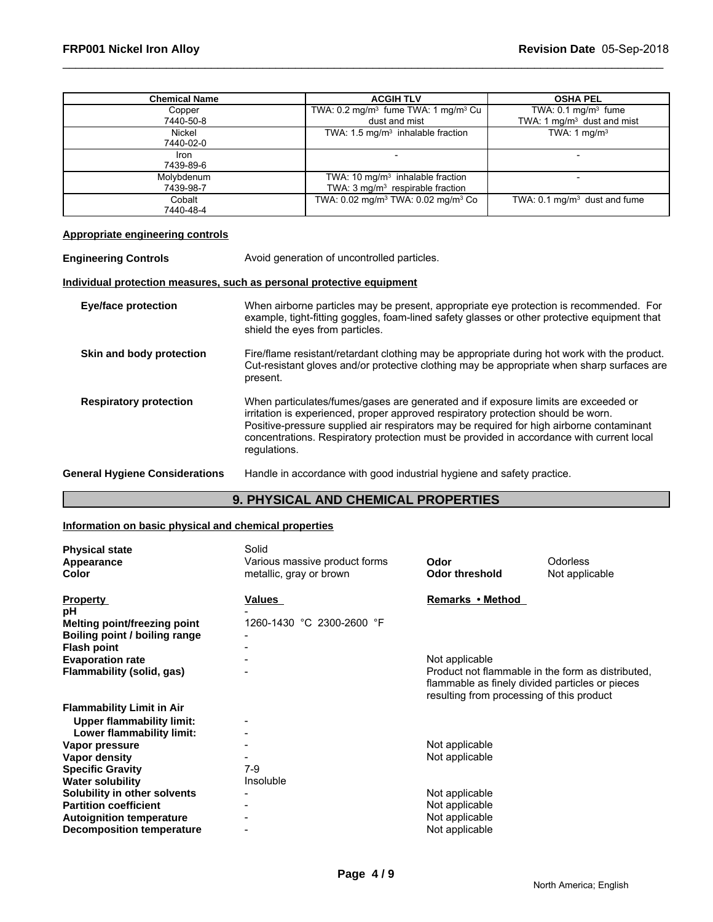| Chemical Name | ACGIH TLV | OSHA PEL |
|---|---|---|
| Copper<br>7440-50-8 | TWA: 0.2 mg/m$^3$ fume TWA: 1 mg/m$^3$ Cu dust and mist | TWA: 0.1 mg/m$^3$ fume<br>TWA: 1 mg/m$^3$ dust and mist |
| Nickel<br>7440-02-0 | TWA: 1.5 mg/m$^3$ inhalable fraction | TWA: 1 mg/m$^3$ |
| Iron<br>7439-89-6 | - | - |
| Molybdenum<br>7439-98-7 | TWA: 10 mg/m$^3$ inhalable fraction<br>TWA: 3 mg/m$^3$ respirable fraction | - |
| Cobalt<br>7440-48-4 | TWA: 0.02 mg/m$^3$ TWA: 0.02 mg/m$^3$ Co | TWA: 0.1 mg/m$^3$ dust and fume |

**Appropriate engineering controls**

**Engineering Controls** Avoid generation of uncontrolled particles.

**Individual protection measures, such as personal protective equipment**

**Eye/face protection** When airborne particles may be present, appropriate eye protection is recommended. For example, tight-fitting goggles, foam-lined safety glasses or other protective equipment that shield the eyes from particles.

**Skin and body protection** Fire/flame resistant/retardant clothing may be appropriate during hot work with the product. Cut-resistant gloves and/or protective clothing may be appropriate when sharp surfaces are present.

**Respiratory protection** When particulates/fumes/gases are generated and if exposure limits are exceeded or irritation is experienced, proper approved respiratory protection should be worn. Positive-pressure supplied air respirators may be required for high airborne contaminant concentrations. Respiratory protection must be provided in accordance with current local regulations.

**General Hygiene Considerations** Handle in accordance with good industrial hygiene and safety practice.

## 9. PHYSICAL AND CHEMICAL PROPERTIES

**Information on basic physical and chemical properties**

**Physical state** Solid
**Appearance** Various massive product forms
**Color** metallic, gray or brown
**Odor** Odorless
**Odor threshold** Not applicable

| Property | Values | Remarks • Method |
|---|---|---|
| **pH** | - | |
| **Melting point/freezing point** | 1260-1430 °C 2300-2600 °F | |
| **Boiling point / boiling range** | - | |
| **Flash point** | - | |
| **Evaporation rate** | - | Not applicable |
| **Flammability (solid, gas)** | - | Product not flammable in the form as distributed, flammable as finely divided particles or pieces resulting from processing of this product |
| **Flammability Limit in Air** | | |
| **Upper flammability limit:** | - | |
| **Lower flammability limit:** | - | |
| **Vapor pressure** | - | Not applicable |
| **Vapor density** | - | Not applicable |
| **Specific Gravity** | 7-9 | |
| **Water solubility** | Insoluble | |
| **Solubility in other solvents** | - | Not applicable |
| **Partition coefficient** | - | Not applicable |
| **Autoignition temperature** | - | Not applicable |
| **Decomposition temperature** | - | Not applicable |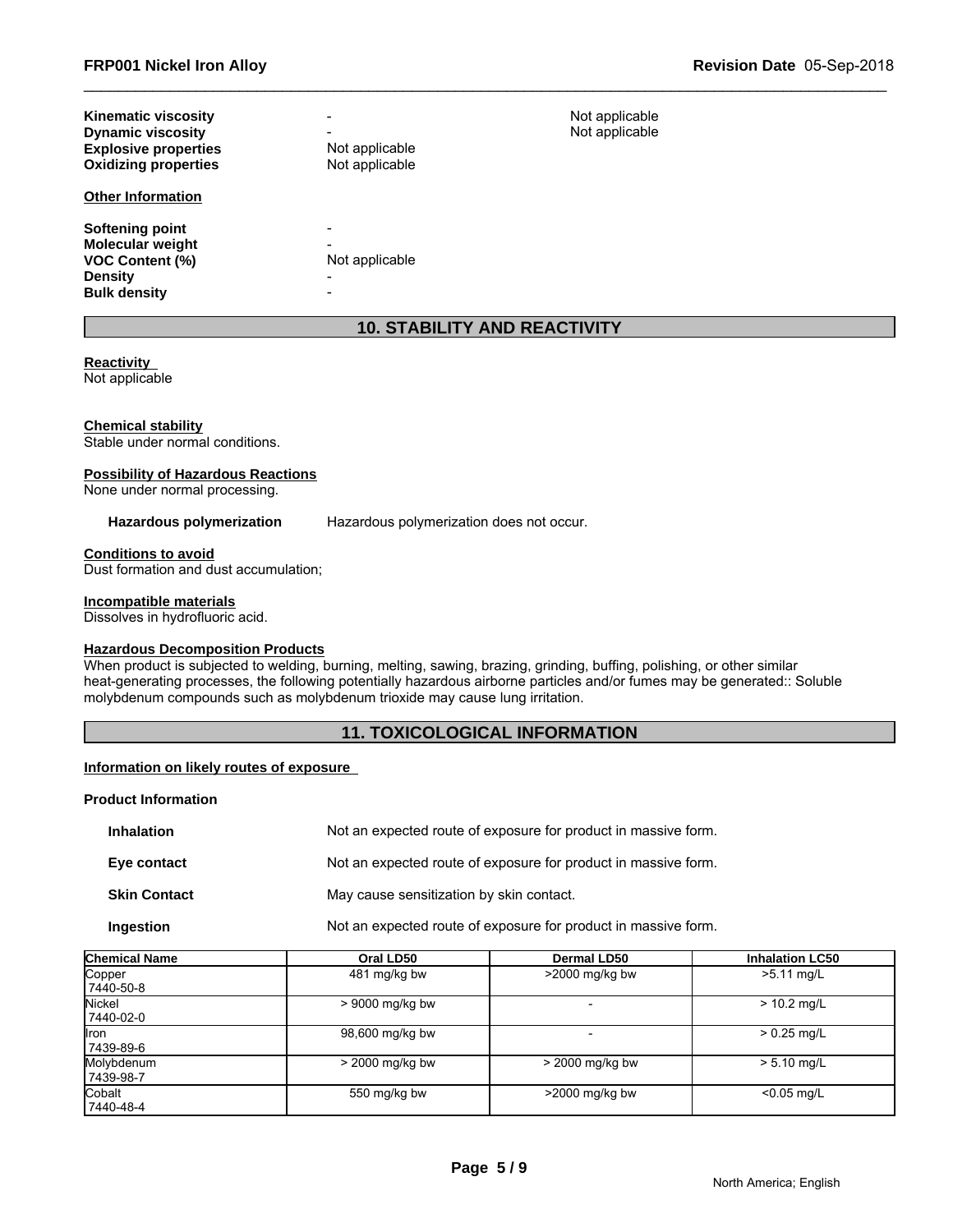| | | |
|---|---|---|
| **Kinematic viscosity** | - | Not applicable |
| **Dynamic viscosity** | - | Not applicable |
| **Explosive properties** | Not applicable | |
| **Oxidizing properties** | Not applicable | |

**Other Information**

| | |
|---|---|
| **Softening point** | - |
| **Molecular weight** | - |
| **VOC Content (%)** | Not applicable |
| **Density** | - |
| **Bulk density** | - |

## 10. STABILITY AND REACTIVITY

**Reactivity**
Not applicable

**Chemical stability**
Stable under normal conditions.

**Possibility of Hazardous Reactions**
None under normal processing.

**Hazardous polymerization** Hazardous polymerization does not occur.

**Conditions to avoid**
Dust formation and dust accumulation;

**Incompatible materials**
Dissolves in hydrofluoric acid.

**Hazardous Decomposition Products**
When product is subjected to welding, burning, melting, sawing, brazing, grinding, buffing, polishing, or other similar heat-generating processes, the following potentially hazardous airborne particles and/or fumes may be generated:: Soluble molybdenum compounds such as molybdenum trioxide may cause lung irritation.

## 11. TOXICOLOGICAL INFORMATION

**Information on likely routes of exposure**

**Product Information**

| | |
|---|---|
| **Inhalation** | Not an expected route of exposure for product in massive form. |
| **Eye contact** | Not an expected route of exposure for product in massive form. |
| **Skin Contact** | May cause sensitization by skin contact. |
| **Ingestion** | Not an expected route of exposure for product in massive form. |

| Chemical Name | Oral LD50 | Dermal LD50 | Inhalation LC50 |
|---|---|---|---|
| Copper 7440-50-8 | 481 mg/kg bw | >2000 mg/kg bw | >5.11 mg/L |
| Nickel 7440-02-0 | > 9000 mg/kg bw | - | > 10.2 mg/L |
| Iron 7439-89-6 | 98,600 mg/kg bw | - | > 0.25 mg/L |
| Molybdenum 7439-98-7 | > 2000 mg/kg bw | > 2000 mg/kg bw | > 5.10 mg/L |
| Cobalt 7440-48-4 | 550 mg/kg bw | >2000 mg/kg bw | <0.05 mg/L |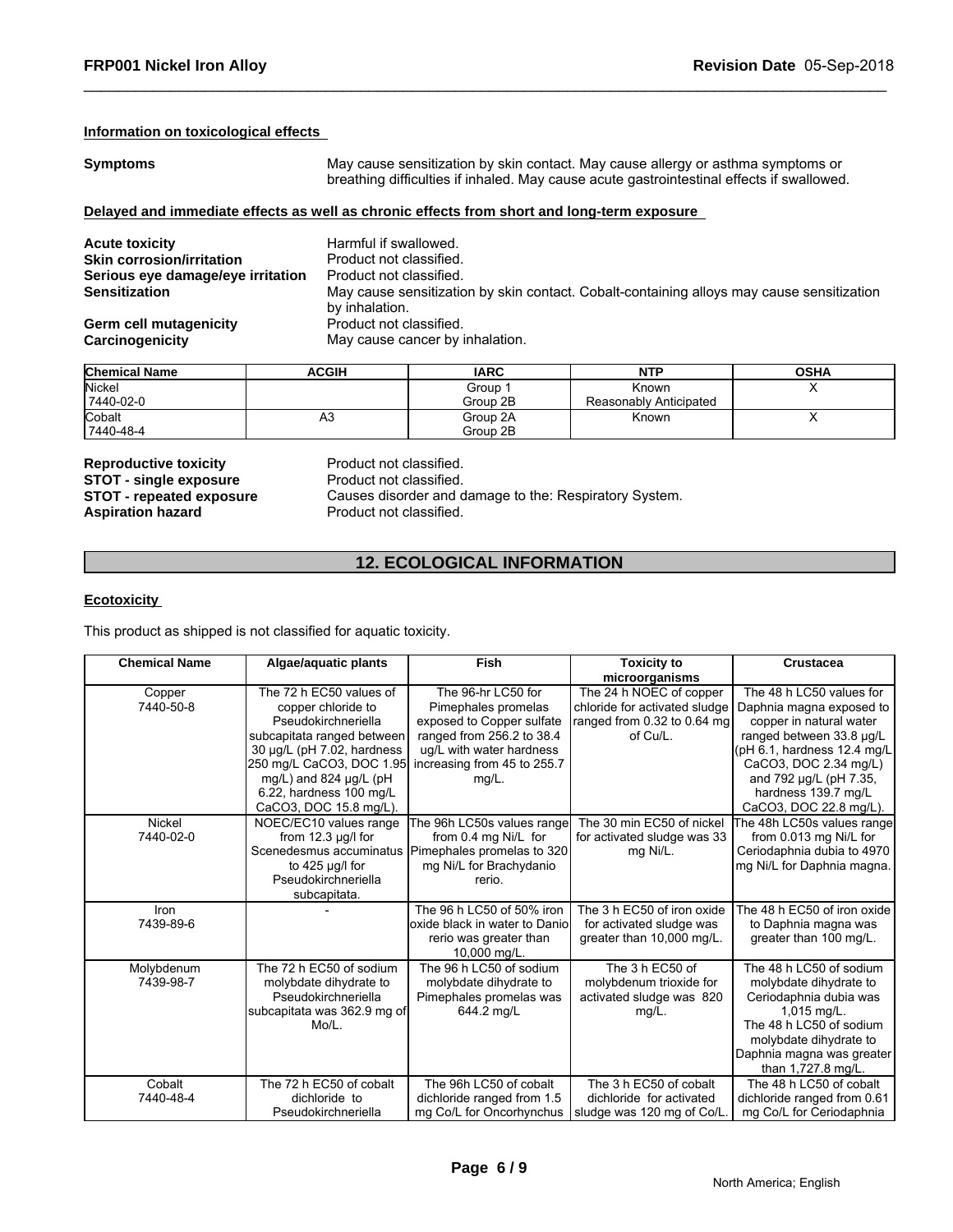#### Information on toxicological effects

**Symptoms** May cause sensitization by skin contact. May cause allergy or asthma symptoms or breathing difficulties if inhaled. May cause acute gastrointestinal effects if swallowed.

#### Delayed and immediate effects as well as chronic effects from short and long-term exposure

**Acute toxicity** Harmful if swallowed.
**Skin corrosion/irritation** Product not classified.
**Serious eye damage/eye irritation** Product not classified.
**Sensitization** May cause sensitization by skin contact. Cobalt-containing alloys may cause sensitization by inhalation.
**Germ cell mutagenicity** Product not classified.
**Carcinogenicity** May cause cancer by inhalation.

| Chemical Name | ACGIH | IARC | NTP | OSHA |
|---|---|---|---|---|
| Nickel 7440-02-0 | | Group 1 Group 2B | Known Reasonably Anticipated | X |
| Cobalt 7440-48-4 | A3 | Group 2A Group 2B | Known | X |

**Reproductive toxicity** Product not classified.
**STOT - single exposure** Product not classified.
**STOT - repeated exposure** Causes disorder and damage to the: Respiratory System.
**Aspiration hazard** Product not classified.

## 12. ECOLOGICAL INFORMATION

#### Ecotoxicity

This product as shipped is not classified for aquatic toxicity.

| Chemical Name | Algae/aquatic plants | Fish | Toxicity to microorganisms | Crustacea |
|---|---|---|---|---|
| Copper 7440-50-8 | The 72 h EC50 values of copper chloride to Pseudokirchneriella subcapitata ranged between 30 µg/L (pH 7.02, hardness 250 mg/L CaCO3, DOC 1.95 mg/L) and 824 µg/L (pH 6.22, hardness 100 mg/L CaCO3, DOC 15.8 mg/L). | The 96-hr LC50 for Pimephales promelas exposed to Copper sulfate ranged from 256.2 to 38.4 ug/L with water hardness increasing from 45 to 255.7 mg/L. | The 24 h NOEC of copper chloride for activated sludge ranged from 0.32 to 0.64 mg of Cu/L. | The 48 h LC50 values for Daphnia magna exposed to copper in natural water ranged between 33.8 µg/L (pH 6.1, hardness 12.4 mg/L CaCO3, DOC 2.34 mg/L) and 792 µg/L (pH 7.35, hardness 139.7 mg/L CaCO3, DOC 22.8 mg/L). |
| Nickel 7440-02-0 | NOEC/EC10 values range from 12.3 µg/l for Scenedesmus accuminatus to 425 µg/l for Pseudokirchneriella subcapitata. | The 96h LC50s values range from 0.4 mg Ni/L for Pimephales promelas to 320 mg Ni/L for Brachydanio rerio. | The 30 min EC50 of nickel for activated sludge was 33 mg Ni/L. | The 48h LC50s values range from 0.013 mg Ni/L for Ceriodaphnia dubia to 4970 mg Ni/L for Daphnia magna. |
| Iron 7439-89-6 | - | The 96 h LC50 of 50% iron oxide black in water to Danio rerio was greater than 10,000 mg/L. | The 3 h EC50 of iron oxide for activated sludge was greater than 10,000 mg/L. | The 48 h EC50 of iron oxide to Daphnia magna was greater than 100 mg/L. |
| Molybdenum 7439-98-7 | The 72 h EC50 of sodium molybdate dihydrate to Pseudokirchneriella subcapitata was 362.9 mg of Mo/L. | The 96 h LC50 of sodium molybdate dihydrate to Pimephales promelas was 644.2 mg/L | The 3 h EC50 of molybdenum trioxide for activated sludge was 820 mg/L. | The 48 h LC50 of sodium molybdate dihydrate to Ceriodaphnia dubia was 1,015 mg/L. The 48 h LC50 of sodium molybdate dihydrate to Daphnia magna was greater than 1,727.8 mg/L. |
| Cobalt 7440-48-4 | The 72 h EC50 of cobalt dichloride to Pseudokirchneriella | The 96h LC50 of cobalt dichloride ranged from 1.5 mg Co/L for Oncorhynchus | The 3 h EC50 of cobalt dichloride for activated sludge was 120 mg of Co/L. | The 48 h LC50 of cobalt dichloride ranged from 0.61 mg Co/L for Ceriodaphnia |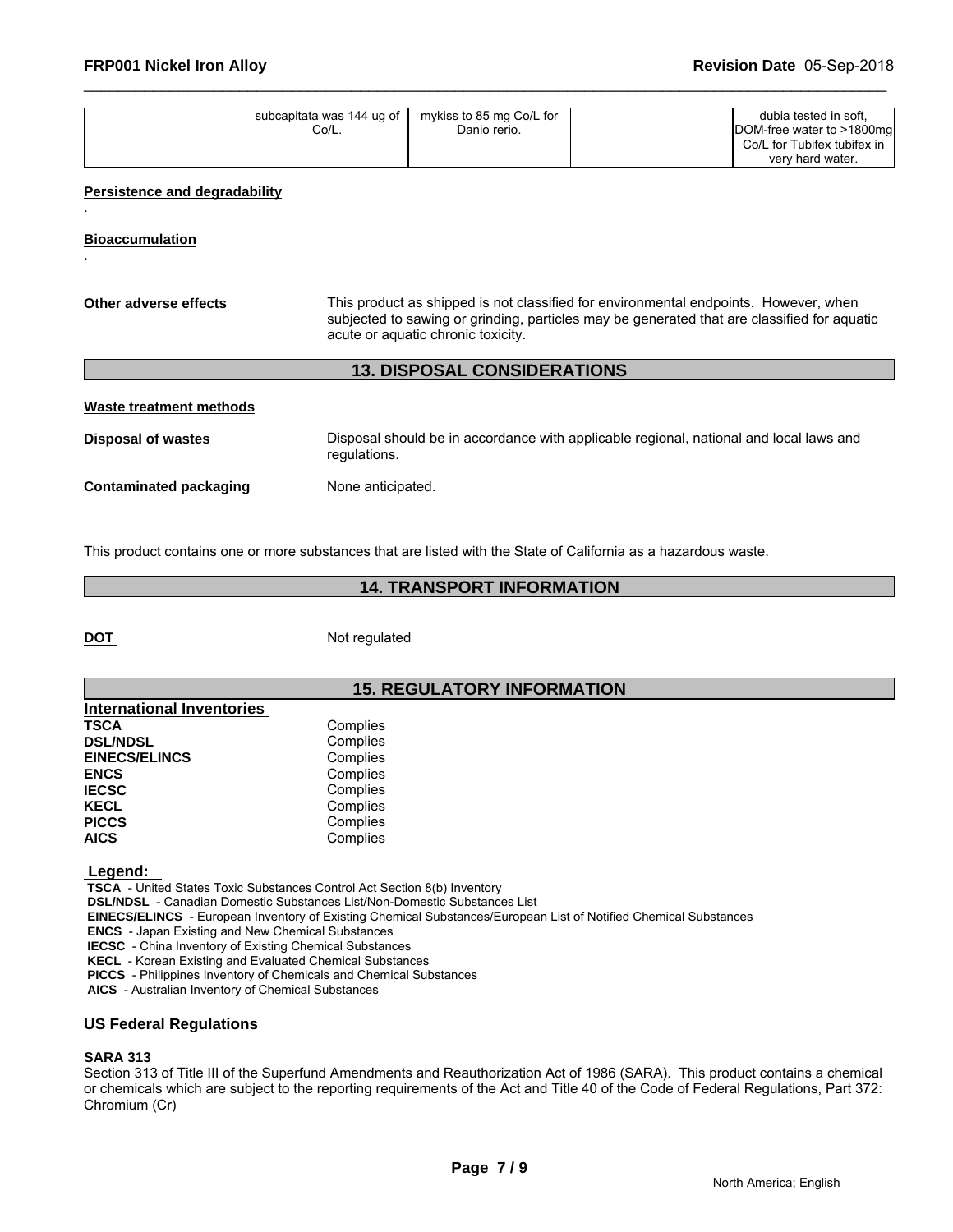| | subcapitata was 144 ug of Co/L. | mykiss to 85 mg Co/L for Danio rerio. | | dubia tested in soft, DOM-free water to >1800mg Co/L for Tubifex tubifex in very hard water. |
|---|---|---|---|---|

**Persistence and degradability**

.

**Bioaccumulation**

.

**Other adverse effects** This product as shipped is not classified for environmental endpoints. However, when subjected to sawing or grinding, particles may be generated that are classified for aquatic acute or aquatic chronic toxicity.

## 13. DISPOSAL CONSIDERATIONS

**Waste treatment methods**

**Disposal of wastes** Disposal should be in accordance with applicable regional, national and local laws and regulations.

**Contaminated packaging** None anticipated.

This product contains one or more substances that are listed with the State of California as a hazardous waste.

## 14. TRANSPORT INFORMATION

**DOT** Not regulated

## 15. REGULATORY INFORMATION

**International Inventories**

| | |
|---|---|
| **TSCA** | Complies |
| **DSL/NDSL** | Complies |
| **EINECS/ELINCS** | Complies |
| **ENCS** | Complies |
| **IECSC** | Complies |
| **KECL** | Complies |
| **PICCS** | Complies |
| **AICS** | Complies |

**Legend:**

**TSCA** - United States Toxic Substances Control Act Section 8(b) Inventory
**DSL/NDSL** - Canadian Domestic Substances List/Non-Domestic Substances List
**EINECS/ELINCS** - European Inventory of Existing Chemical Substances/European List of Notified Chemical Substances
**ENCS** - Japan Existing and New Chemical Substances
**IECSC** - China Inventory of Existing Chemical Substances
**KECL** - Korean Existing and Evaluated Chemical Substances
**PICCS** - Philippines Inventory of Chemicals and Chemical Substances
**AICS** - Australian Inventory of Chemical Substances

**US Federal Regulations**

**SARA 313**

Section 313 of Title III of the Superfund Amendments and Reauthorization Act of 1986 (SARA). This product contains a chemical or chemicals which are subject to the reporting requirements of the Act and Title 40 of the Code of Federal Regulations, Part 372:
Chromium (Cr)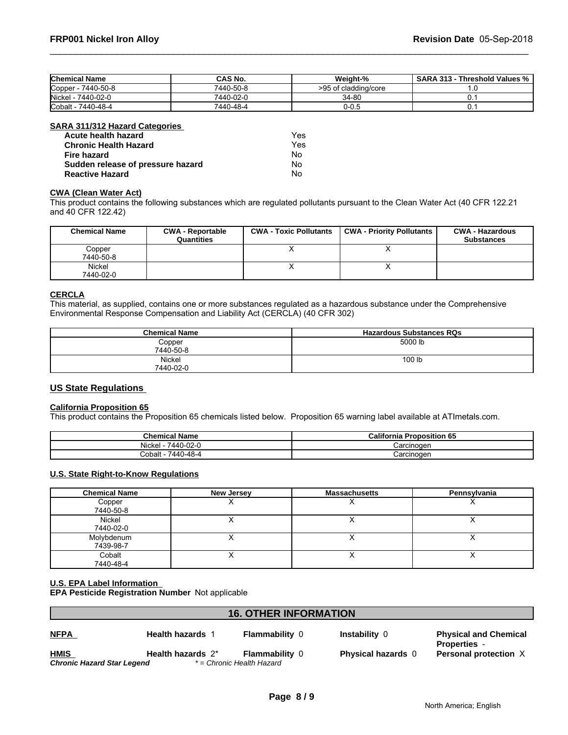| Chemical Name | CAS No. | Weight-% | SARA 313 - Threshold Values % |
|---|---|---|---|
| Copper - 7440-50-8 | 7440-50-8 | >95 of cladding/core | 1.0 |
| Nickel - 7440-02-0 | 7440-02-0 | 34-80 | 0.1 |
| Cobalt - 7440-48-4 | 7440-48-4 | 0-0.5 | 0.1 |

**SARA 311/312 Hazard Categories**

| | |
|---|---|
| **Acute health hazard** | Yes |
| **Chronic Health Hazard** | Yes |
| **Fire hazard** | No |
| **Sudden release of pressure hazard** | No |
| **Reactive Hazard** | No |

**CWA (Clean Water Act)**

This product contains the following substances which are regulated pollutants pursuant to the Clean Water Act (40 CFR 122.21 and 40 CFR 122.42)

| Chemical Name | CWA - Reportable Quantities | CWA - Toxic Pollutants | CWA - Priority Pollutants | CWA - Hazardous Substances |
|---|---|---|---|---|
| Copper 7440-50-8 | | X | X | |
| Nickel 7440-02-0 | | X | X | |

**CERCLA**

This material, as supplied, contains one or more substances regulated as a hazardous substance under the Comprehensive Environmental Response Compensation and Liability Act (CERCLA) (40 CFR 302)

| Chemical Name | Hazardous Substances RQs |
|---|---|
| Copper 7440-50-8 | 5000 lb |
| Nickel 7440-02-0 | 100 lb |

## US State Regulations

**California Proposition 65**

This product contains the Proposition 65 chemicals listed below. Proposition 65 warning label available at ATImetals.com.

| Chemical Name | California Proposition 65 |
|---|---|
| Nickel - 7440-02-0 | Carcinogen |
| Cobalt - 7440-48-4 | Carcinogen |

**U.S. State Right-to-Know Regulations**

| Chemical Name | New Jersey | Massachusetts | Pennsylvania |
|---|---|---|---|
| Copper 7440-50-8 | X | X | X |
| Nickel 7440-02-0 | X | X | X |
| Molybdenum 7439-98-7 | X | X | X |
| Cobalt 7440-48-4 | X | X | X |

**U.S. EPA Label Information**

**EPA Pesticide Registration Number** Not applicable

## 16. OTHER INFORMATION

| | | | | |
|---|---|---|---|---|
| **NFPA** | **Health hazards** 1 | **Flammability** 0 | **Instability** 0 | **Physical and Chemical Properties** - |
| **HMIS** | **Health hazards** 2* | **Flammability** 0 | **Physical hazards** 0 | **Personal protection** X |

***Chronic Hazard Star Legend*** *\* = Chronic Health Hazard*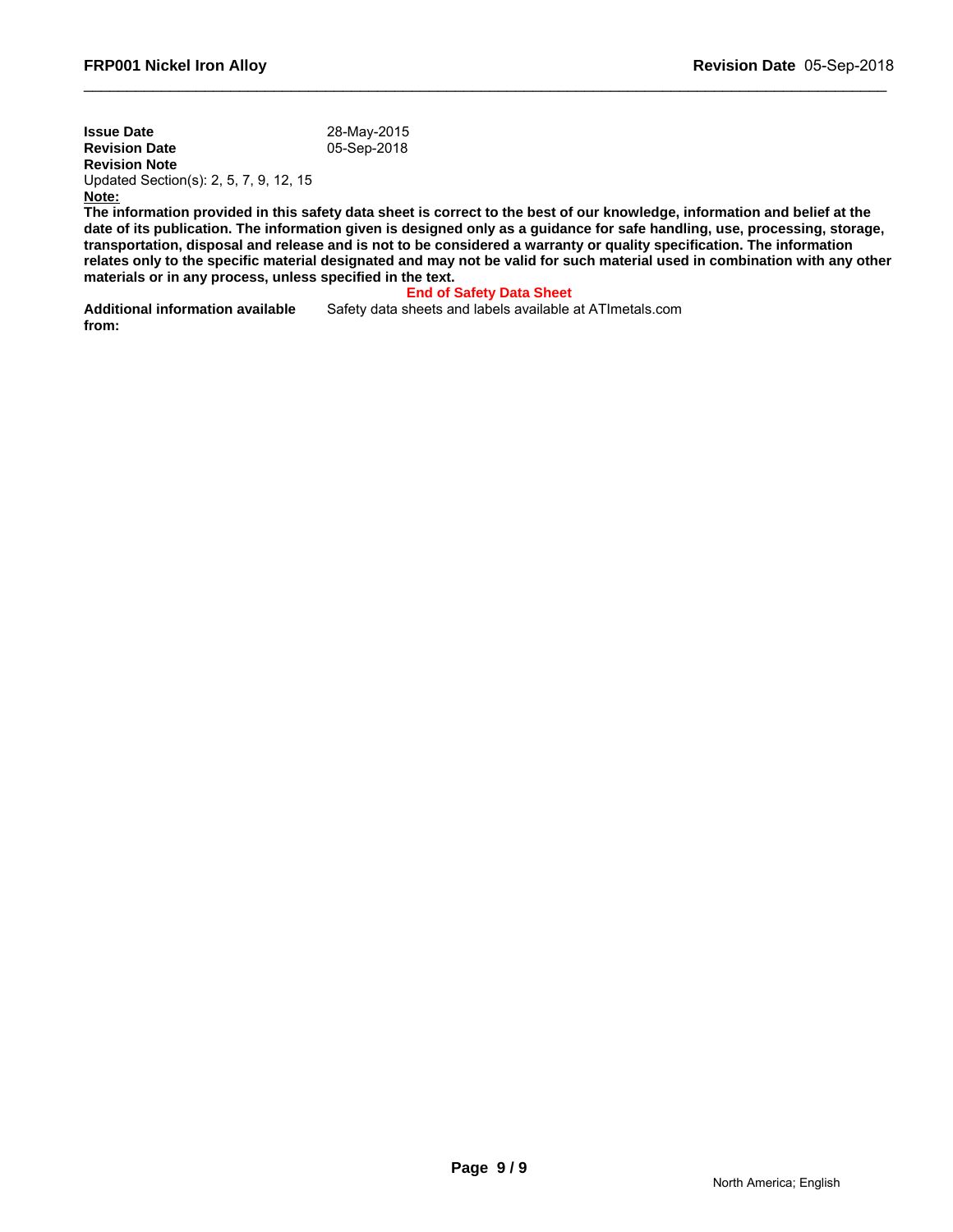**Issue Date** 28-May-2015
**Revision Date** 05-Sep-2018
**Revision Note**
Updated Section(s): 2, 5, 7, 9, 12, 15

**Note:**

**The information provided in this safety data sheet is correct to the best of our knowledge, information and belief at the date of its publication. The information given is designed only as a guidance for safe handling, use, processing, storage, transportation, disposal and release and is not to be considered a warranty or quality specification. The information relates only to the specific material designated and may not be valid for such material used in combination with any other materials or in any process, unless specified in the text.**

**End of Safety Data Sheet**

**Additional information available from:** Safety data sheets and labels available at ATImetals.com